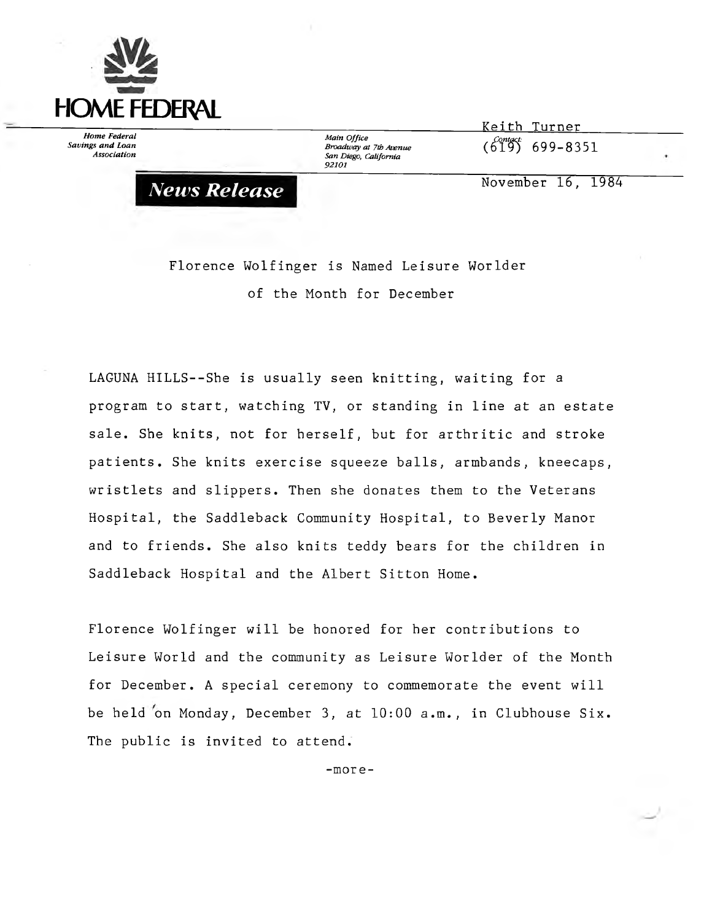# HOME FEDERAL

*Home Federal Savings and Loan Association*

*Main Office*
*Broadway at 7th Avenue*
*San Diego, California 92101*

*Contact:* Keith Turner
(619) 699-8351

***News Release***

November 16, 1984

## Florence Wolfinger is Named Leisure Worlder of the Month for December

LAGUNA HILLS--She is usually seen knitting, waiting for a program to start, watching TV, or standing in line at an estate sale. She knits, not for herself, but for arthritic and stroke patients. She knits exercise squeeze balls, armbands, kneecaps, wristlets and slippers. Then she donates them to the Veterans Hospital, the Saddleback Community Hospital, to Beverly Manor and to friends. She also knits teddy bears for the children in Saddleback Hospital and the Albert Sitton Home.

Florence Wolfinger will be honored for her contributions to Leisure World and the community as Leisure Worlder of the Month for December. A special ceremony to commemorate the event will be held on Monday, December 3, at 10:00 a.m., in Clubhouse Six. The public is invited to attend.

-more-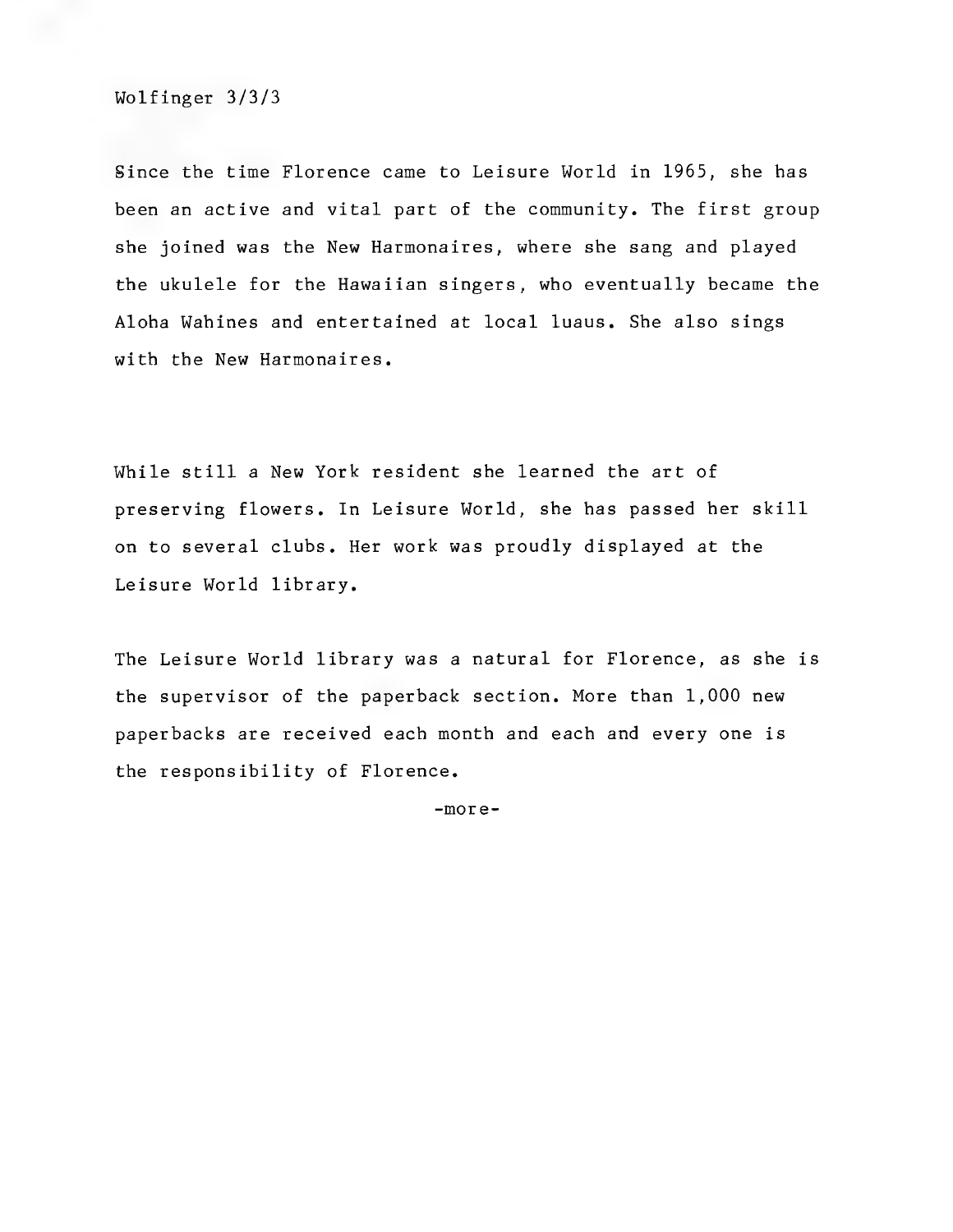Since the time Florence came to Leisure World in 1965, she has been an active and vital part of the community. The first group she joined was the New Harmonaires, where she sang and played the ukulele for the Hawaiian singers, who eventually became the Aloha Wahines and entertained at local luaus. She also sings with the New Harmonaires.

While still a New York resident she learned the art of preserving flowers. In Leisure World, she has passed her skill on to several clubs. Her work was proudly displayed at the Leisure World library.

The Leisure World library was a natural for Florence, as she is the supervisor of the paperback section. More than 1,000 new paperbacks are received each month and each and every one is the responsibility of Florence.

-more-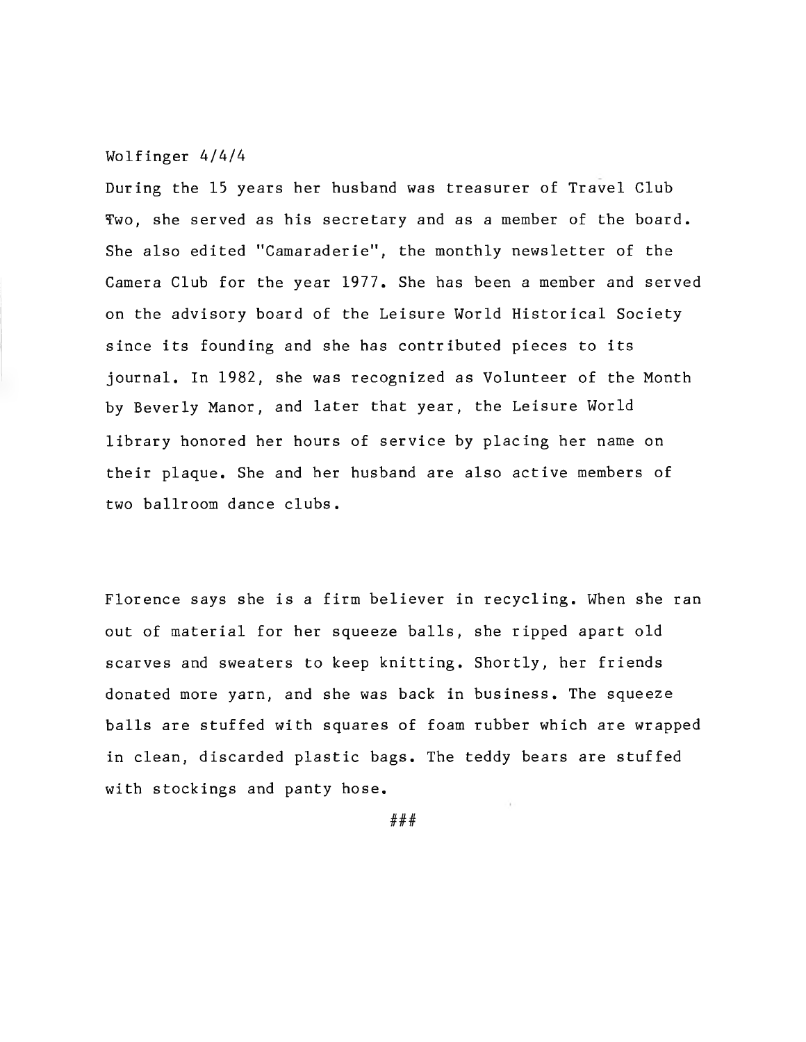During the 15 years her husband was treasurer of Travel Club Two, she served as his secretary and as a member of the board. She also edited "Camaraderie", the monthly newsletter of the Camera Club for the year 1977. She has been a member and served on the advisory board of the Leisure World Historical Society since its founding and she has contributed pieces to its journal. In 1982, she was recognized as Volunteer of the Month by Beverly Manor, and later that year, the Leisure World library honored her hours of service by placing her name on their plaque. She and her husband are also active members of two ballroom dance clubs.

Florence says she is a firm believer in recycling. When she ran out of material for her squeeze balls, she ripped apart old scarves and sweaters to keep knitting. Shortly, her friends donated more yarn, and she was back in business. The squeeze balls are stuffed with squares of foam rubber which are wrapped in clean, discarded plastic bags. The teddy bears are stuffed with stockings and panty hose.

###